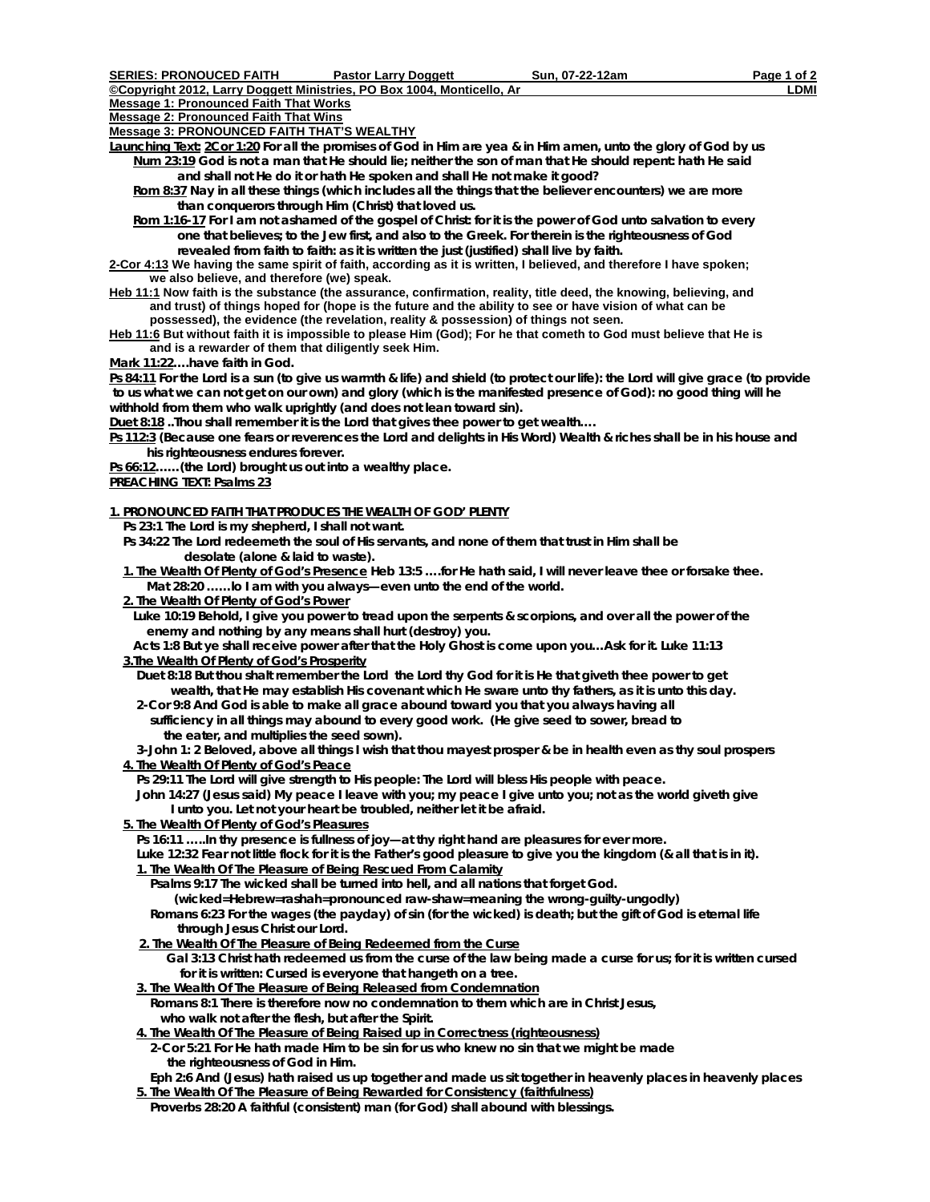SERIES: PRONOUNCED FAITH    Pastor Larry Doggett    Sun, 07-22-12am

©Copyright 2012, Larry Doggett Ministries, PO Box 1004, Monticello, Ar    LDMI

**Message 1: Pronounced Faith That Works**
**Message 2: Pronounced Faith That Wins**
**Message 3: PRONOUNCED FAITH THAT'S WEALTHY**

**Launching Text: 2Cor 1:20 For all the promises of God in Him are yea & in Him amen, unto the glory of God by us**

**Num 23:19 God is not a man that He should lie; neither the son of man that He should repent: hath He said and shall not He do it or hath He spoken and shall He not make it good?**

**Rom 8:37 Nay in all these things (which includes all the things that the believer encounters) we are more than conquerors through Him (Christ) that loved us.**

**Rom 1:16-17 For I am not ashamed of the gospel of Christ: for it is the power of God unto salvation to every one that believes; to the Jew first, and also to the Greek. For therein is the righteousness of God revealed from faith to faith: as it is written the just (justified) shall live by faith.**

**2-Cor 4:13 We having the same spirit of faith, according as it is written, I believed, and therefore I have spoken; we also believe, and therefore (we) speak.**

**Heb 11:1 Now faith is the substance (the assurance, confirmation, reality, title deed, the knowing, believing, and and trust) of things hoped for (hope is the future and the ability to see or have vision of what can be possessed), the evidence (the revelation, reality & possession) of things not seen.**

**Heb 11:6 But without faith it is impossible to please Him (God); For he that cometh to God must believe that He is and is a rewarder of them that diligently seek Him.**

**Mark 11:22….have faith in God.**

**Ps 84:11 For the Lord is a sun (to give us warmth & life) and shield (to protect our life): the Lord will give grace (to provide to us what we can not get on our own) and glory (which is the manifested presence of God): no good thing will he withhold from them who walk uprightly (and does not lean toward sin).**

**Duet 8:18 ..Thou shall remember it is the Lord that gives thee power to get wealth….**

**Ps 112:3 (Because one fears or reverences the Lord and delights in His Word) Wealth & riches shall be in his house and his righteousness endures forever.**

**Ps 66:12……(the Lord) brought us out into a wealthy place.**

**PREACHING TEXT: Psalms 23**

## 1. PRONOUNCED FAITH THAT PRODUCES THE WEALTH OF GOD' PLENTY

**Ps 23:1 The Lord is my shepherd, I shall not want.**

**Ps 34:22 The Lord redeemeth the soul of His servants, and none of them that trust in Him shall be desolate (alone & laid to waste).**

1. **The Wealth Of Plenty of God's Presence Heb 13:5 ….for He hath said, I will never leave thee or forsake thee.**
   **Mat 28:20 ……lo I am with you always—even unto the end of the world.**
2. **The Wealth Of Plenty of God's Power**
   **Luke 10:19 Behold, I give you power to tread upon the serpents & scorpions, and over all the power of the enemy and nothing by any means shall hurt (destroy) you.**
   **Acts 1:8 But ye shall receive power after that the Holy Ghost is come upon you…Ask for it. Luke 11:13**
3. **The Wealth Of Plenty of God's Prosperity**
   **Duet 8:18 But thou shalt remember the Lord the Lord thy God for it is He that giveth thee power to get wealth, that He may establish His covenant which He sware unto thy fathers, as it is unto this day.**
   **2-Cor 9:8 And God is able to make all grace abound toward you that you always having all sufficiency in all things may abound to every good work. (He give seed to sower, bread to the eater, and multiplies the seed sown).**
   **3-John 1: 2 Beloved, above all things I wish that thou mayest prosper & be in health even as thy soul prospers**
4. **The Wealth Of Plenty of God's Peace**
   **Ps 29:11 The Lord will give strength to His people: The Lord will bless His people with peace.**
   **John 14:27 (Jesus said) My peace I leave with you; my peace I give unto you; not as the world giveth give I unto you. Let not your heart be troubled, neither let it be afraid.**
5. **The Wealth Of Plenty of God's Pleasures**
   **Ps 16:11 …..In thy presence is fullness of joy—at thy right hand are pleasures for ever more.**
   **Luke 12:32 Fear not little flock for it is the Father's good pleasure to give you the kingdom (& all that is in it).**
   1. **The Wealth Of The Pleasure of Being Rescued From Calamity**
      **Psalms 9:17 The wicked shall be turned into hell, and all nations that forget God.**
      **(wicked=Hebrew=rashah=pronounced raw-shaw=meaning the wrong-guilty-ungodly)**
      **Romans 6:23 For the wages (the payday) of sin (for the wicked) is death; but the gift of God is eternal life through Jesus Christ our Lord.**
   2. **The Wealth Of The Pleasure of Being Redeemed from the Curse**
      **Gal 3:13 Christ hath redeemed us from the curse of the law being made a curse for us; for it is written cursed for it is written: Cursed is everyone that hangeth on a tree.**
   3. **The Wealth Of The Pleasure of Being Released from Condemnation**
      **Romans 8:1 There is therefore now no condemnation to them which are in Christ Jesus, who walk not after the flesh, but after the Spirit.**
   4. **The Wealth Of The Pleasure of Being Raised up in Correctness (righteousness)**
      **2-Cor 5:21 For He hath made Him to be sin for us who knew no sin that we might be made the righteousness of God in Him.**
      **Eph 2:6 And (Jesus) hath raised us up together and made us sit together in heavenly places in heavenly places**
   5. **The Wealth Of The Pleasure of Being Rewarded for Consistency (faithfulness)**
      **Proverbs 28:20 A faithful (consistent) man (for God) shall abound with blessings.**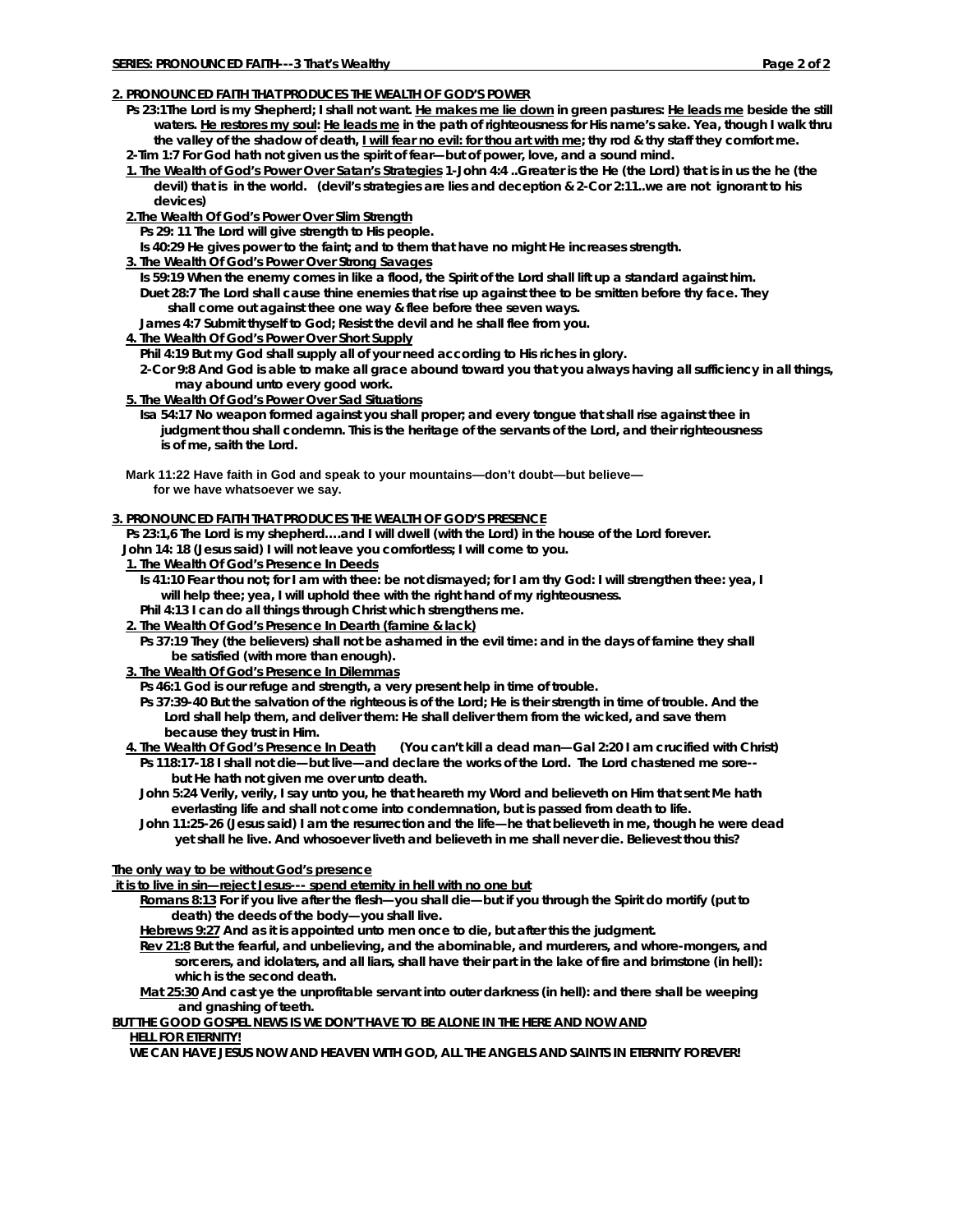**2. PRONOUNCED FAITH THAT PRODUCES THE WEALTH OF GOD'S POWER**

**Ps 23:1 The Lord is my Shepherd; I shall not want. <u>He makes me lie down</u> in green pastures: <u>He leads me</u> beside the still waters. <u>He restores my soul</u>: <u>He leads me</u> in the path of righteousness for His name's sake. Yea, though I walk thru the valley of the shadow of death, <u>I will fear no evil: for thou art with me</u>; thy rod & thy staff they comfort me.**

**2-Tim 1:7 For God hath not given us the spirit of fear—but of power, love, and a sound mind.**

**<u>1. The Wealth of God's Power Over Satan's Strategies</u> 1-John 4:4 ..Greater is the He (the Lord) that is in us the he (the devil) that is in the world. (devil's strategies are lies and deception & 2-Cor 2:11..we are not ignorant to his devices)**

**<u>2.The Wealth Of God's Power Over Slim Strength</u>**

**Ps 29: 11 The Lord will give strength to His people.**

**Is 40:29 He gives power to the faint; and to them that have no might He increases strength.**

**<u>3. The Wealth Of God's Power Over Strong Savages</u>**

**Is 59:19 When the enemy comes in like a flood, the Spirit of the Lord shall lift up a standard against him.**

**Duet 28:7 The Lord shall cause thine enemies that rise up against thee to be smitten before thy face. They shall come out against thee one way & flee before thee seven ways.**

**James 4:7 Submit thyself to God; Resist the devil and he shall flee from you.**

**<u>4. The Wealth Of God's Power Over Short Supply</u>**

**Phil 4:19 But my God shall supply all of your need according to His riches in glory.**

**2-Cor 9:8 And God is able to make all grace abound toward you that you always having all sufficiency in all things, may abound unto every good work.**

**<u>5. The Wealth Of God's Power Over Sad Situations</u>**

**Isa 54:17 No weapon formed against you shall proper; and every tongue that shall rise against thee in judgment thou shall condemn. This is the heritage of the servants of the Lord, and their righteousness is of me, saith the Lord.**

**Mark 11:22 Have faith in God and speak to your mountains—don't doubt—but believe— for we have whatsoever we say.**

**3. PRONOUNCED FAITH THAT PRODUCES THE WEALTH OF GOD'S PRESENCE**

**Ps 23:1,6 The Lord is my shepherd….and I will dwell (with the Lord) in the house of the Lord forever.**

**John 14: 18 (Jesus said) I will not leave you comfortless; I will come to you.**

**<u>1. The Wealth Of God's Presence In Deeds</u>**

**Is 41:10 Fear thou not; for I am with thee: be not dismayed; for I am thy God: I will strengthen thee: yea, I will help thee; yea, I will uphold thee with the right hand of my righteousness.**

**Phil 4:13 I can do all things through Christ which strengthens me.**

**<u>2. The Wealth Of God's Presence In Dearth (famine & lack)</u>**

**Ps 37:19 They (the believers) shall not be ashamed in the evil time: and in the days of famine they shall be satisfied (with more than enough).**

**<u>3. The Wealth Of God's Presence In Dilemmas</u>**

**Ps 46:1 God is our refuge and strength, a very present help in time of trouble.**

**Ps 37:39-40 But the salvation of the righteous is of the Lord; He is their strength in time of trouble. And the Lord shall help them, and deliver them: He shall deliver them from the wicked, and save them because they trust in Him.**

**<u>4. The Wealth Of God's Presence In Death</u> (You can't kill a dead man—Gal 2:20 I am crucified with Christ)**

**Ps 118:17-18 I shall not die—but live—and declare the works of the Lord. The Lord chastened me sore-- but He hath not given me over unto death.**

**John 5:24 Verily, verily, I say unto you, he that heareth my Word and believeth on Him that sent Me hath everlasting life and shall not come into condemnation, but is passed from death to life.**

**John 11:25-26 (Jesus said) I am the resurrection and the life—he that believeth in me, though he were dead yet shall he live. And whosoever liveth and believeth in me shall never die. Believest thou this?**

**<u>The only way to be without God's presence</u>**

**<u>it is to live in sin—reject Jesus--- spend eternity in hell with no one but</u>**

**<u>Romans 8:13</u> For if you live after the flesh—you shall die—but if you through the Spirit do mortify (put to death) the deeds of the body—you shall live.**

**<u>Hebrews 9:27</u> And as it is appointed unto men once to die, but after this the judgment.**

**<u>Rev 21:8</u> But the fearful, and unbelieving, and the abominable, and murderers, and whore-mongers, and sorcerers, and idolaters, and all liars, shall have their part in the lake of fire and brimstone (in hell): which is the second death.**

**<u>Mat 25:30</u> And cast ye the unprofitable servant into outer darkness (in hell): and there shall be weeping and gnashing of teeth.**

**<u>BUT THE GOOD GOSPEL NEWS IS WE DON'T HAVE TO BE ALONE IN THE HERE AND NOW AND HELL FOR ETERNITY!</u>**

**WE CAN HAVE JESUS NOW AND HEAVEN WITH GOD, ALL THE ANGELS AND SAINTS IN ETERNITY FOREVER!**